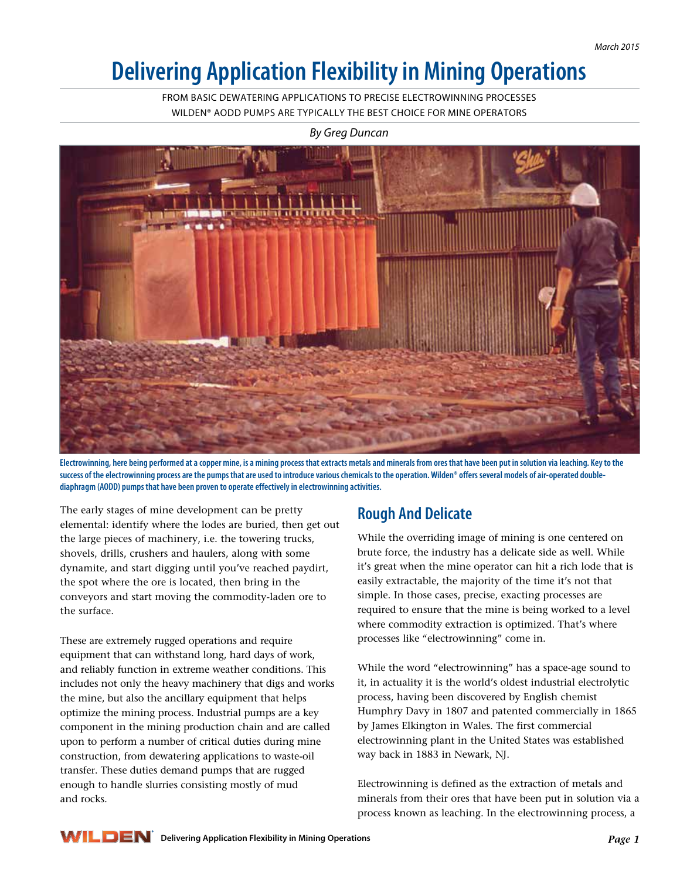March 2015

# Delivering Application Flexibility in Mining Operations

FROM BASIC DEWATERING APPLICATIONS TO PRECISE ELECTROWINNING PROCESSES WILDEN® AODD PUMPS ARE TYPICALLY THE BEST CHOICE FOR MINE OPERATORS

*By Greg Duncan*

**Electrowinning, here being performed at a copper mine, is a mining process that extracts metals and minerals from ores that have been put in solution via leaching. Key to the success of the electrowinning process are the pumps that are used to introduce various chemicals to the operation. Wilden® offers several models of air-operated double-diaphragm (AODD) pumps that have been proven to operate effectively in electrowinning activities.**

The early stages of mine development can be pretty elemental: identify where the lodes are buried, then get out the large pieces of machinery, i.e. the towering trucks, shovels, drills, crushers and haulers, along with some dynamite, and start digging until you've reached paydirt, the spot where the ore is located, then bring in the conveyors and start moving the commodity-laden ore to the surface.

These are extremely rugged operations and require equipment that can withstand long, hard days of work, and reliably function in extreme weather conditions. This includes not only the heavy machinery that digs and works the mine, but also the ancillary equipment that helps optimize the mining process. Industrial pumps are a key component in the mining production chain and are called upon to perform a number of critical duties during mine construction, from dewatering applications to waste-oil transfer. These duties demand pumps that are rugged enough to handle slurries consisting mostly of mud and rocks.

## Rough And Delicate

While the overriding image of mining is one centered on brute force, the industry has a delicate side as well. While it's great when the mine operator can hit a rich lode that is easily extractable, the majority of the time it's not that simple. In those cases, precise, exacting processes are required to ensure that the mine is being worked to a level where commodity extraction is optimized. That's where processes like "electrowinning" come in.

While the word "electrowinning" has a space-age sound to it, in actuality it is the world's oldest industrial electrolytic process, having been discovered by English chemist Humphry Davy in 1807 and patented commercially in 1865 by James Elkington in Wales. The first commercial electrowinning plant in the United States was established way back in 1883 in Newark, NJ.

Electrowinning is defined as the extraction of metals and minerals from their ores that have been put in solution via a process known as leaching. In the electrowinning process, a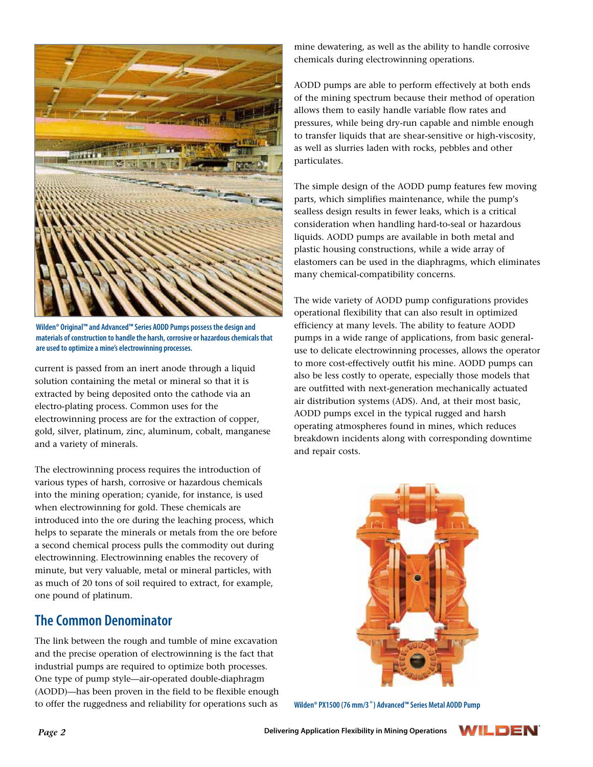Wilden® Original™ and Advanced™ Series AODD Pumps possess the design and materials of construction to handle the harsh, corrosive or hazardous chemicals that are used to optimize a mine's electrowinning processes.

current is passed from an inert anode through a liquid solution containing the metal or mineral so that it is extracted by being deposited onto the cathode via an electro-plating process. Common uses for the electrowinning process are for the extraction of copper, gold, silver, platinum, zinc, aluminum, cobalt, manganese and a variety of minerals.

The electrowinning process requires the introduction of various types of harsh, corrosive or hazardous chemicals into the mining operation; cyanide, for instance, is used when electrowinning for gold. These chemicals are introduced into the ore during the leaching process, which helps to separate the minerals or metals from the ore before a second chemical process pulls the commodity out during electrowinning. Electrowinning enables the recovery of minute, but very valuable, metal or mineral particles, with as much of 20 tons of soil required to extract, for example, one pound of platinum.

## The Common Denominator

The link between the rough and tumble of mine excavation and the precise operation of electrowinning is the fact that industrial pumps are required to optimize both processes. One type of pump style—air-operated double-diaphragm (AODD)—has been proven in the field to be flexible enough to offer the ruggedness and reliability for operations such as mine dewatering, as well as the ability to handle corrosive chemicals during electrowinning operations.

AODD pumps are able to perform effectively at both ends of the mining spectrum because their method of operation allows them to easily handle variable flow rates and pressures, while being dry-run capable and nimble enough to transfer liquids that are shear-sensitive or high-viscosity, as well as slurries laden with rocks, pebbles and other particulates.

The simple design of the AODD pump features few moving parts, which simplifies maintenance, while the pump's sealless design results in fewer leaks, which is a critical consideration when handling hard-to-seal or hazardous liquids. AODD pumps are available in both metal and plastic housing constructions, while a wide array of elastomers can be used in the diaphragms, which eliminates many chemical-compatibility concerns.

The wide variety of AODD pump configurations provides operational flexibility that can also result in optimized efficiency at many levels. The ability to feature AODD pumps in a wide range of applications, from basic general-use to delicate electrowinning processes, allows the operator to more cost-effectively outfit his mine. AODD pumps can also be less costly to operate, especially those models that are outfitted with next-generation mechanically actuated air distribution systems (ADS). And, at their most basic, AODD pumps excel in the typical rugged and harsh operating atmospheres found in mines, which reduces breakdown incidents along with corresponding downtime and repair costs.

Wilden® PX1500 (76 mm/3") Advanced™ Series Metal AODD Pump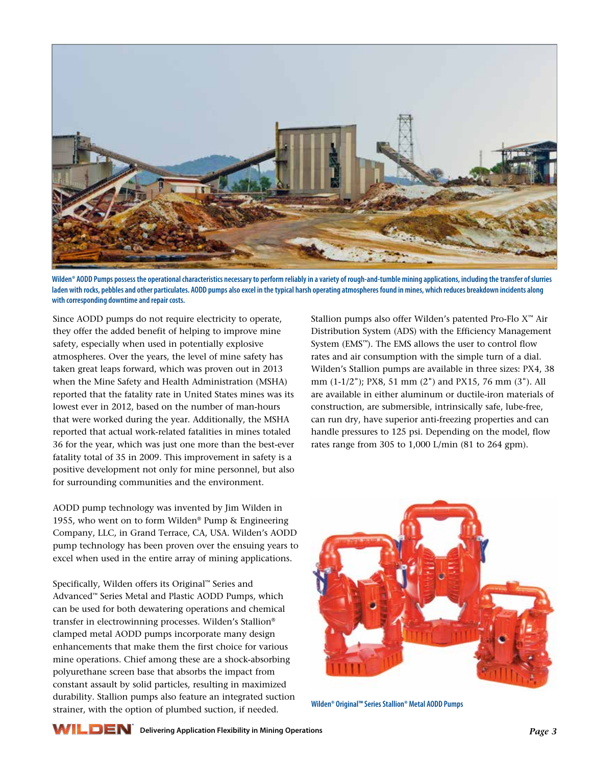Wilden® AODD Pumps possess the operational characteristics necessary to perform reliably in a variety of rough-and-tumble mining applications, including the transfer of slurries laden with rocks, pebbles and other particulates. AODD pumps also excel in the typical harsh operating atmospheres found in mines, which reduces breakdown incidents along with corresponding downtime and repair costs.

Since AODD pumps do not require electricity to operate, they offer the added benefit of helping to improve mine safety, especially when used in potentially explosive atmospheres. Over the years, the level of mine safety has taken great leaps forward, which was proven out in 2013 when the Mine Safety and Health Administration (MSHA) reported that the fatality rate in United States mines was its lowest ever in 2012, based on the number of man-hours that were worked during the year. Additionally, the MSHA reported that actual work-related fatalities in mines totaled 36 for the year, which was just one more than the best-ever fatality total of 35 in 2009. This improvement in safety is a positive development not only for mine personnel, but also for surrounding communities and the environment.

AODD pump technology was invented by Jim Wilden in 1955, who went on to form Wilden® Pump & Engineering Company, LLC, in Grand Terrace, CA, USA. Wilden's AODD pump technology has been proven over the ensuing years to excel when used in the entire array of mining applications.

Specifically, Wilden offers its Original™ Series and Advanced™ Series Metal and Plastic AODD Pumps, which can be used for both dewatering operations and chemical transfer in electrowinning processes. Wilden's Stallion® clamped metal AODD pumps incorporate many design enhancements that make them the first choice for various mine operations. Chief among these are a shock-absorbing polyurethane screen base that absorbs the impact from constant assault by solid particles, resulting in maximized durability. Stallion pumps also feature an integrated suction strainer, with the option of plumbed suction, if needed.

Stallion pumps also offer Wilden's patented Pro-Flo X™ Air Distribution System (ADS) with the Efficiency Management System (EMS™). The EMS allows the user to control flow rates and air consumption with the simple turn of a dial. Wilden's Stallion pumps are available in three sizes: PX4, 38 mm (1-1/2"); PX8, 51 mm (2") and PX15, 76 mm (3"). All are available in either aluminum or ductile-iron materials of construction, are submersible, intrinsically safe, lube-free, can run dry, have superior anti-freezing properties and can handle pressures to 125 psi. Depending on the model, flow rates range from 305 to 1,000 L/min (81 to 264 gpm).

Wilden® Original™ Series Stallion® Metal AODD Pumps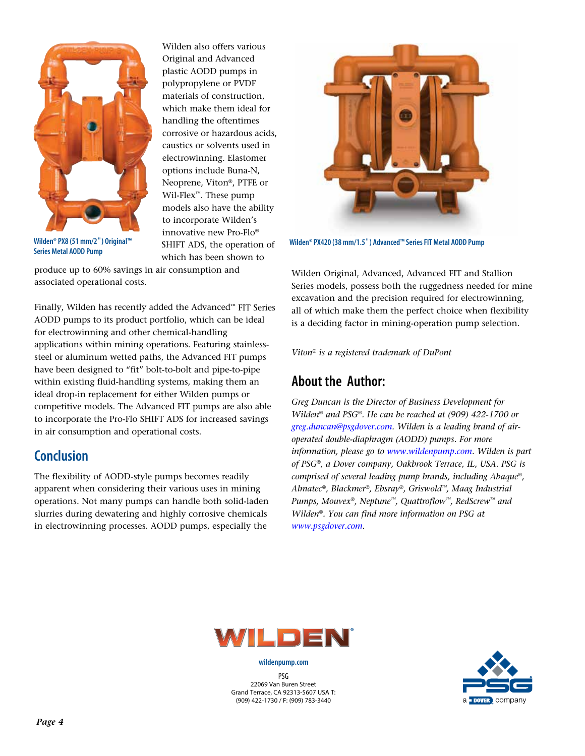Wilden® PX8 (51 mm/2") Original™ Series Metal AODD Pump

Wilden also offers various Original and Advanced plastic AODD pumps in polypropylene or PVDF materials of construction, which make them ideal for handling the oftentimes corrosive or hazardous acids, caustics or solvents used in electrowinning. Elastomer options include Buna-N, Neoprene, Viton®, PTFE or Wil-Flex™. These pump models also have the ability to incorporate Wilden's innovative new Pro-Flo® SHIFT ADS, the operation of which has been shown to produce up to 60% savings in air consumption and associated operational costs.

Finally, Wilden has recently added the Advanced™ FIT Series AODD pumps to its product portfolio, which can be ideal for electrowinning and other chemical-handling applications within mining operations. Featuring stainless-steel or aluminum wetted paths, the Advanced FIT pumps have been designed to "fit" bolt-to-bolt and pipe-to-pipe within existing fluid-handling systems, making them an ideal drop-in replacement for either Wilden pumps or competitive models. The Advanced FIT pumps are also able to incorporate the Pro-Flo SHIFT ADS for increased savings in air consumption and operational costs.

## Conclusion

The flexibility of AODD-style pumps becomes readily apparent when considering their various uses in mining operations. Not many pumps can handle both solid-laden slurries during dewatering and highly corrosive chemicals in electrowinning processes. AODD pumps, especially the Wilden Original, Advanced, Advanced FIT and Stallion Series models, possess both the ruggedness needed for mine excavation and the precision required for electrowinning, all of which make them the perfect choice when flexibility is a deciding factor in mining-operation pump selection.

Wilden® PX420 (38 mm/1.5") Advanced™ Series FIT Metal AODD Pump

*Viton® is a registered trademark of DuPont*

## About the Author:

*Greg Duncan is the Director of Business Development for Wilden® and PSG®. He can be reached at (909) 422-1700 or greg.duncan@psgdover.com. Wilden is a leading brand of air-operated double-diaphragm (AODD) pumps. For more information, please go to www.wildenpump.com. Wilden is part of PSG®, a Dover company, Oakbrook Terrace, IL, USA. PSG is comprised of several leading pump brands, including Abaque®, Almatec®, Blackmer®, Ebsray®, Griswold™, Maag Industrial Pumps, Mouvex®, Neptune™, Quattroflow™, RedScrew™ and Wilden®. You can find more information on PSG at www.psgdover.com.*

WILDEN®

wildenpump.com

PSG
22069 Van Buren Street
Grand Terrace, CA 92313-5607 USA T: (909) 422-1730 / F: (909) 783-3440

PSG® a DOVER company